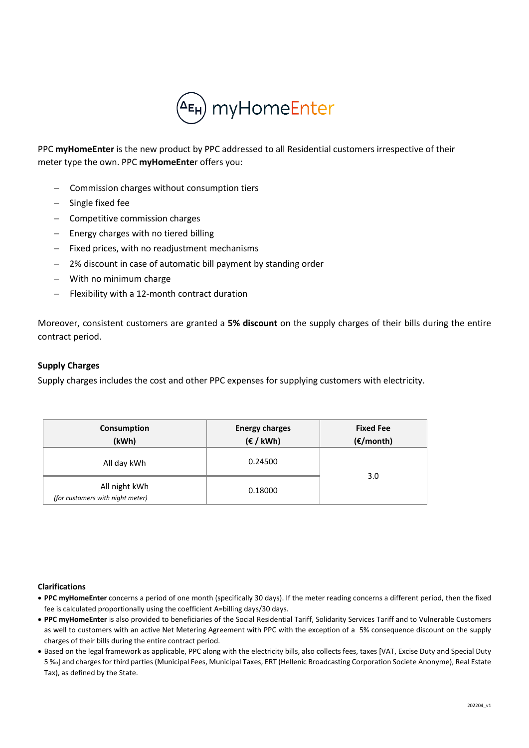# myHomeEnter

PPC **myHomeEnter** is the new product by PPC addressed to all Residential customers irrespective of their meter type the own. PPC **myHomeEnte**r offers you:

- Commission charges without consumption tiers
- Single fixed fee
- Competitive commission charges
- Energy charges with no tiered billing
- Fixed prices, with no readjustment mechanisms
- 2% discount in case of automatic bill payment by standing order
- With no minimum charge
- Flexibility with a 12-month contract duration

Moreover, consistent customers are granted a **5% discount** on the supply charges of their bills during the entire contract period.

### Supply Charges

Supply charges includes the cost and other PPC expenses for supplying customers with electricity.

| Consumption (kWh) | Energy charges (€ / kWh) | Fixed Fee (€/month) |
|---|---|---|
| All day kWh | 0.24500 | 3.0 |
| All night kWh *(for customers with night meter)* | 0.18000 | |

### Clarifications

- **PPC myHomeEnter** concerns a period of one month (specifically 30 days). If the meter reading concerns a different period, then the fixed fee is calculated proportionally using the coefficient A=billing days/30 days.
- **PPC myHomeEnter** is also provided to beneficiaries of the Social Residential Tariff, Solidarity Services Tariff and to Vulnerable Customers as well to customers with an active Net Metering Agreement with PPC with the exception of a 5% consequence discount on the supply charges of their bills during the entire contract period.
- Based on the legal framework as applicable, PPC along with the electricity bills, also collects fees, taxes [VAT, Excise Duty and Special Duty 5 ‰] and charges for third parties (Municipal Fees, Municipal Taxes, ERT (Hellenic Broadcasting Corporation Societe Anonyme), Real Estate Tax), as defined by the State.

202204_v1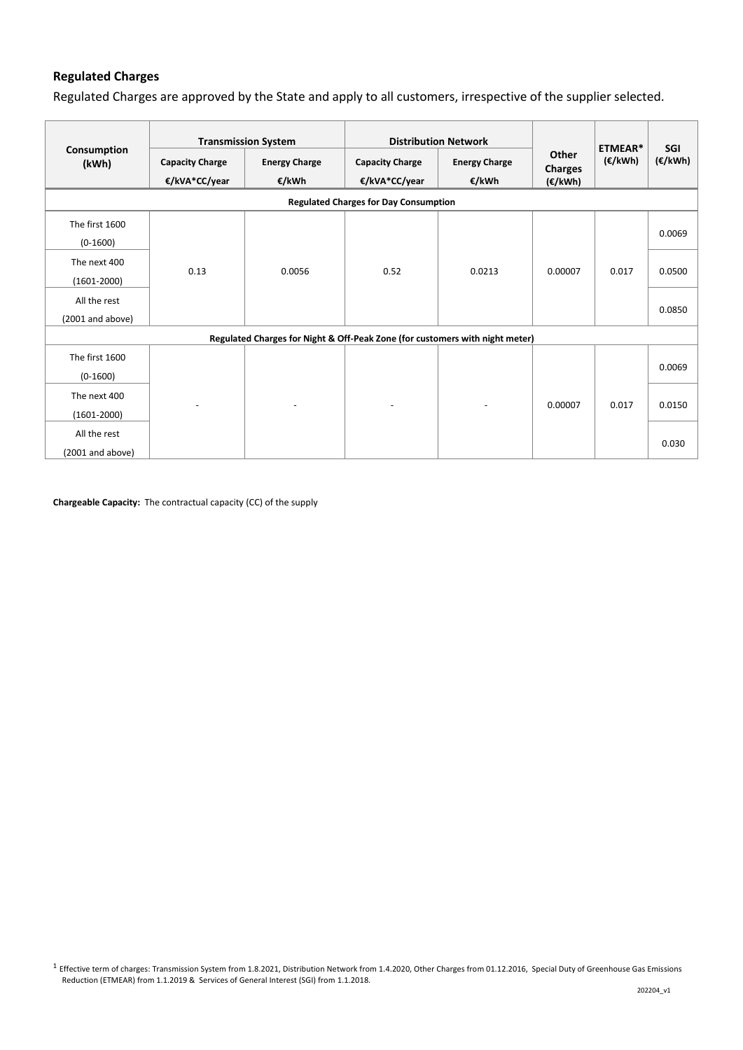## Regulated Charges

Regulated Charges are approved by the State and apply to all customers, irrespective of the supplier selected.

| Consumption (kWh) | Transmission System | | Distribution Network | | Other Charges (€/kWh) | ETMEAR* (€/kWh) | SGI (€/kWh) |
|---|---|---|---|---|---|---|---|
| | Capacity Charge €/kVA*CC/year | Energy Charge €/kWh | Capacity Charge €/kVA*CC/year | Energy Charge €/kWh | | | |
| **Regulated Charges for Day Consumption** | | | | | | | |
| The first 1600 (0-1600) | 0.13 | 0.0056 | 0.52 | 0.0213 | 0.00007 | 0.017 | 0.0069 |
| The next 400 (1601-2000) | | | | | | | 0.0500 |
| All the rest (2001 and above) | | | | | | | 0.0850 |
| **Regulated Charges for Night & Off-Peak Zone (for customers with night meter)** | | | | | | | |
| The first 1600 (0-1600) | - | - | - | - | 0.00007 | 0.017 | 0.0069 |
| The next 400 (1601-2000) | | | | | | | 0.0150 |
| All the rest (2001 and above) | | | | | | | 0.030 |

**Chargeable Capacity:** The contractual capacity (CC) of the supply

[1] Effective term of charges: Transmission System from 1.8.2021, Distribution Network from 1.4.2020, Other Charges from 01.12.2016, Special Duty of Greenhouse Gas Emissions Reduction (ETMEAR) from 1.1.2019 & Services of General Interest (SGI) from 1.1.2018.

202204_v1